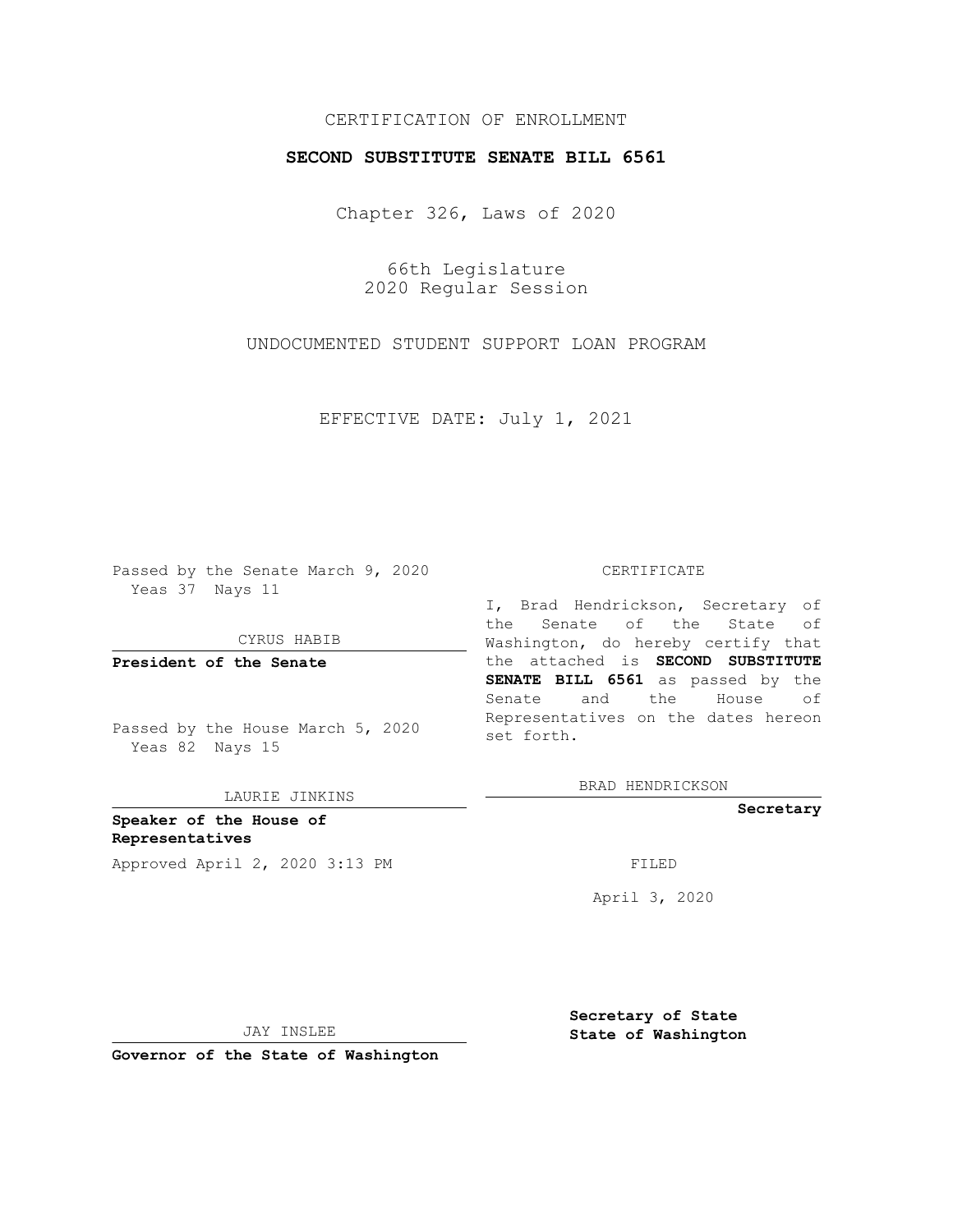CERTIFICATION OF ENROLLMENT

**SECOND SUBSTITUTE SENATE BILL 6561**

Chapter 326, Laws of 2020

66th Legislature
2020 Regular Session

UNDOCUMENTED STUDENT SUPPORT LOAN PROGRAM

EFFECTIVE DATE: July 1, 2021

Passed by the Senate March 9, 2020
Yeas 37 Nays 11

CYRUS HABIB

**President of the Senate**

Passed by the House March 5, 2020
Yeas 82 Nays 15

LAURIE JINKINS

**Speaker of the House of Representatives**

Approved April 2, 2020 3:13 PM

JAY INSLEE

**Governor of the State of Washington**

CERTIFICATE

I, Brad Hendrickson, Secretary of the Senate of the State of Washington, do hereby certify that the attached is **SECOND SUBSTITUTE SENATE BILL 6561** as passed by the Senate and the House of Representatives on the dates hereon set forth.

BRAD HENDRICKSON

**Secretary**

FILED

April 3, 2020

**Secretary of State**
**State of Washington**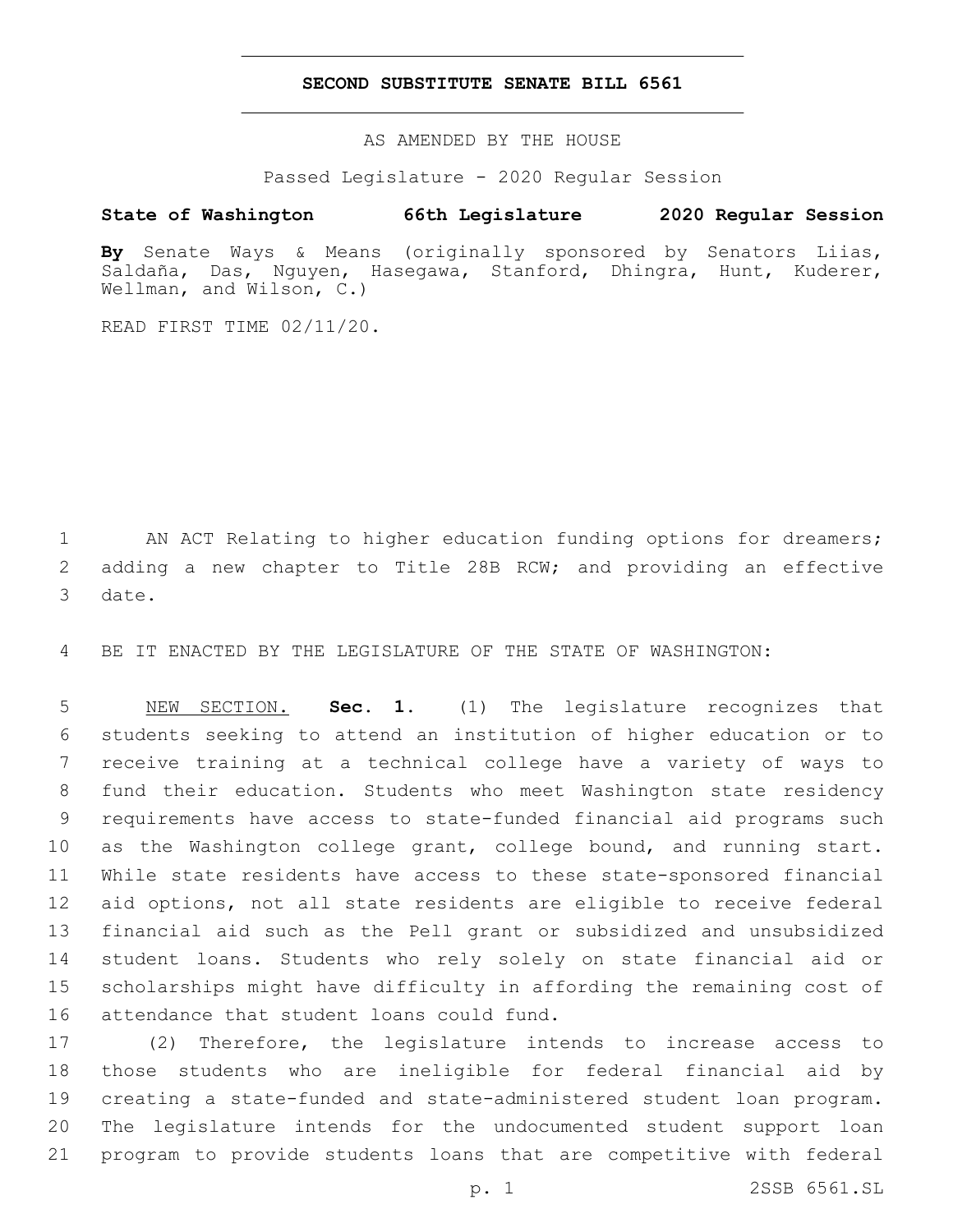# SECOND SUBSTITUTE SENATE BILL 6561

AS AMENDED BY THE HOUSE

Passed Legislature - 2020 Regular Session

**State of Washington 66th Legislature 2020 Regular Session**

**By** Senate Ways & Means (originally sponsored by Senators Liias, Saldaña, Das, Nguyen, Hasegawa, Stanford, Dhingra, Hunt, Kuderer, Wellman, and Wilson, C.)

READ FIRST TIME 02/11/20.

1 AN ACT Relating to higher education funding options for dreamers;
2 adding a new chapter to Title 28B RCW; and providing an effective
3 date.

4 BE IT ENACTED BY THE LEGISLATURE OF THE STATE OF WASHINGTON:

5 NEW SECTION. **Sec. 1.** (1) The legislature recognizes that
6 students seeking to attend an institution of higher education or to
7 receive training at a technical college have a variety of ways to
8 fund their education. Students who meet Washington state residency
9 requirements have access to state-funded financial aid programs such
10 as the Washington college grant, college bound, and running start.
11 While state residents have access to these state-sponsored financial
12 aid options, not all state residents are eligible to receive federal
13 financial aid such as the Pell grant or subsidized and unsubsidized
14 student loans. Students who rely solely on state financial aid or
15 scholarships might have difficulty in affording the remaining cost of
16 attendance that student loans could fund.

17 (2) Therefore, the legislature intends to increase access to
18 those students who are ineligible for federal financial aid by
19 creating a state-funded and state-administered student loan program.
20 The legislature intends for the undocumented student support loan
21 program to provide students loans that are competitive with federal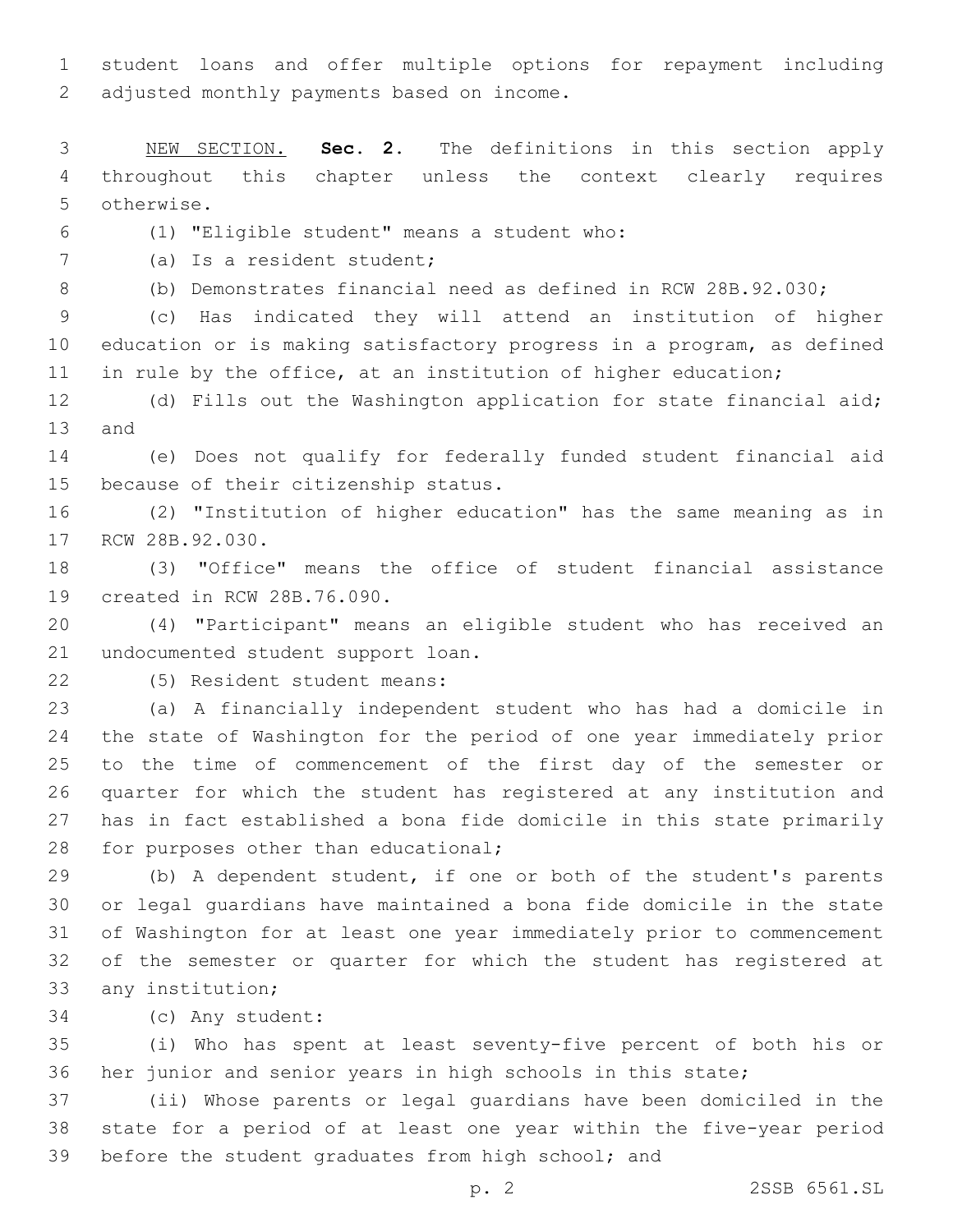student loans and offer multiple options for repayment including adjusted monthly payments based on income.

NEW SECTION. **Sec. 2.** The definitions in this section apply throughout this chapter unless the context clearly requires otherwise.

(1) "Eligible student" means a student who:

(a) Is a resident student;

(b) Demonstrates financial need as defined in RCW 28B.92.030;

(c) Has indicated they will attend an institution of higher education or is making satisfactory progress in a program, as defined in rule by the office, at an institution of higher education;

(d) Fills out the Washington application for state financial aid; and

(e) Does not qualify for federally funded student financial aid because of their citizenship status.

(2) "Institution of higher education" has the same meaning as in RCW 28B.92.030.

(3) "Office" means the office of student financial assistance created in RCW 28B.76.090.

(4) "Participant" means an eligible student who has received an undocumented student support loan.

(5) Resident student means:

(a) A financially independent student who has had a domicile in the state of Washington for the period of one year immediately prior to the time of commencement of the first day of the semester or quarter for which the student has registered at any institution and has in fact established a bona fide domicile in this state primarily for purposes other than educational;

(b) A dependent student, if one or both of the student's parents or legal guardians have maintained a bona fide domicile in the state of Washington for at least one year immediately prior to commencement of the semester or quarter for which the student has registered at any institution;

(c) Any student:

(i) Who has spent at least seventy-five percent of both his or her junior and senior years in high schools in this state;

(ii) Whose parents or legal guardians have been domiciled in the state for a period of at least one year within the five-year period before the student graduates from high school; and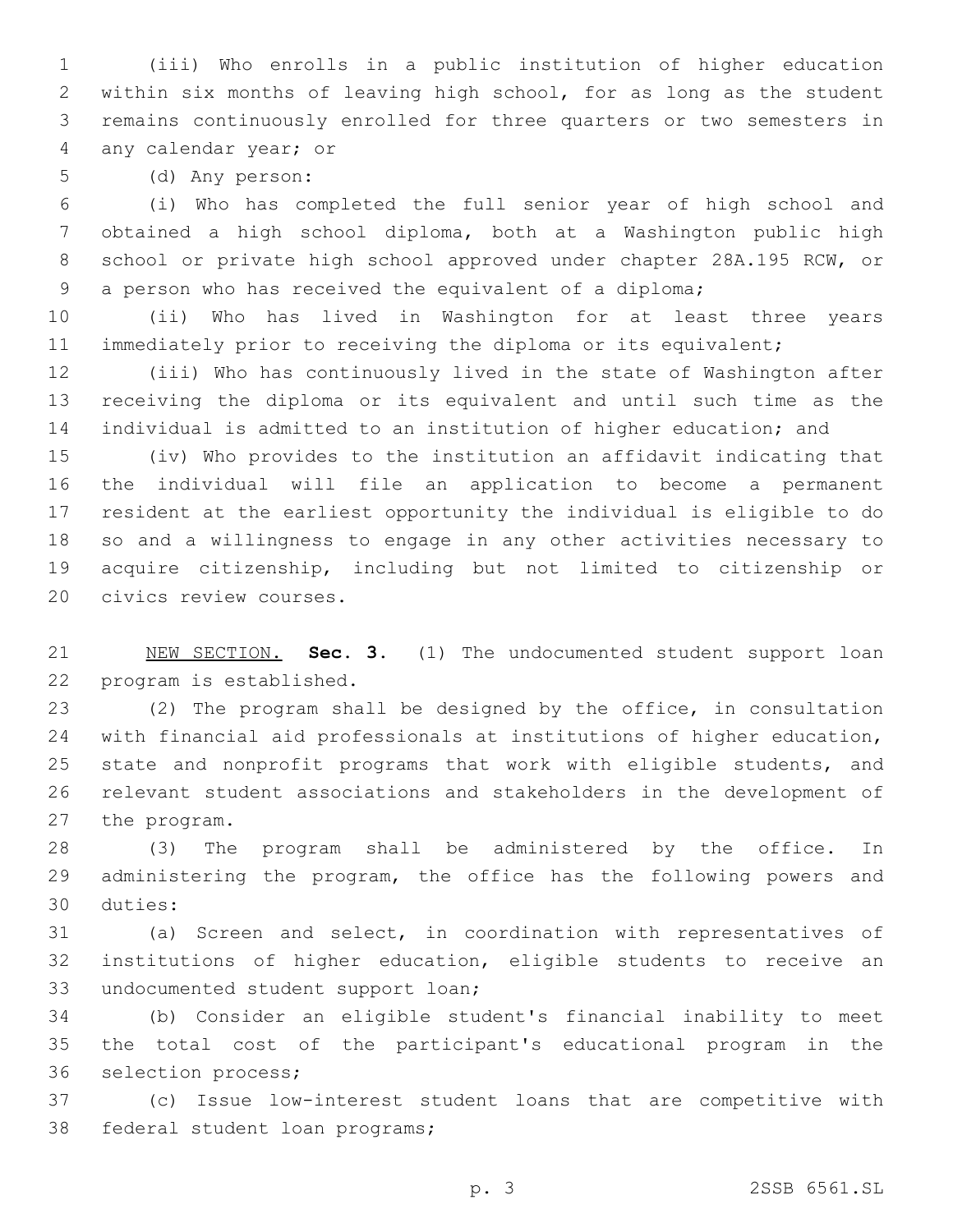(iii) Who enrolls in a public institution of higher education within six months of leaving high school, for as long as the student remains continuously enrolled for three quarters or two semesters in any calendar year; or

(d) Any person:

(i) Who has completed the full senior year of high school and obtained a high school diploma, both at a Washington public high school or private high school approved under chapter 28A.195 RCW, or a person who has received the equivalent of a diploma;

(ii) Who has lived in Washington for at least three years immediately prior to receiving the diploma or its equivalent;

(iii) Who has continuously lived in the state of Washington after receiving the diploma or its equivalent and until such time as the individual is admitted to an institution of higher education; and

(iv) Who provides to the institution an affidavit indicating that the individual will file an application to become a permanent resident at the earliest opportunity the individual is eligible to do so and a willingness to engage in any other activities necessary to acquire citizenship, including but not limited to citizenship or civics review courses.

NEW SECTION. **Sec. 3.** (1) The undocumented student support loan program is established.

(2) The program shall be designed by the office, in consultation with financial aid professionals at institutions of higher education, state and nonprofit programs that work with eligible students, and relevant student associations and stakeholders in the development of the program.

(3) The program shall be administered by the office. In administering the program, the office has the following powers and duties:

(a) Screen and select, in coordination with representatives of institutions of higher education, eligible students to receive an undocumented student support loan;

(b) Consider an eligible student's financial inability to meet the total cost of the participant's educational program in the selection process;

(c) Issue low-interest student loans that are competitive with federal student loan programs;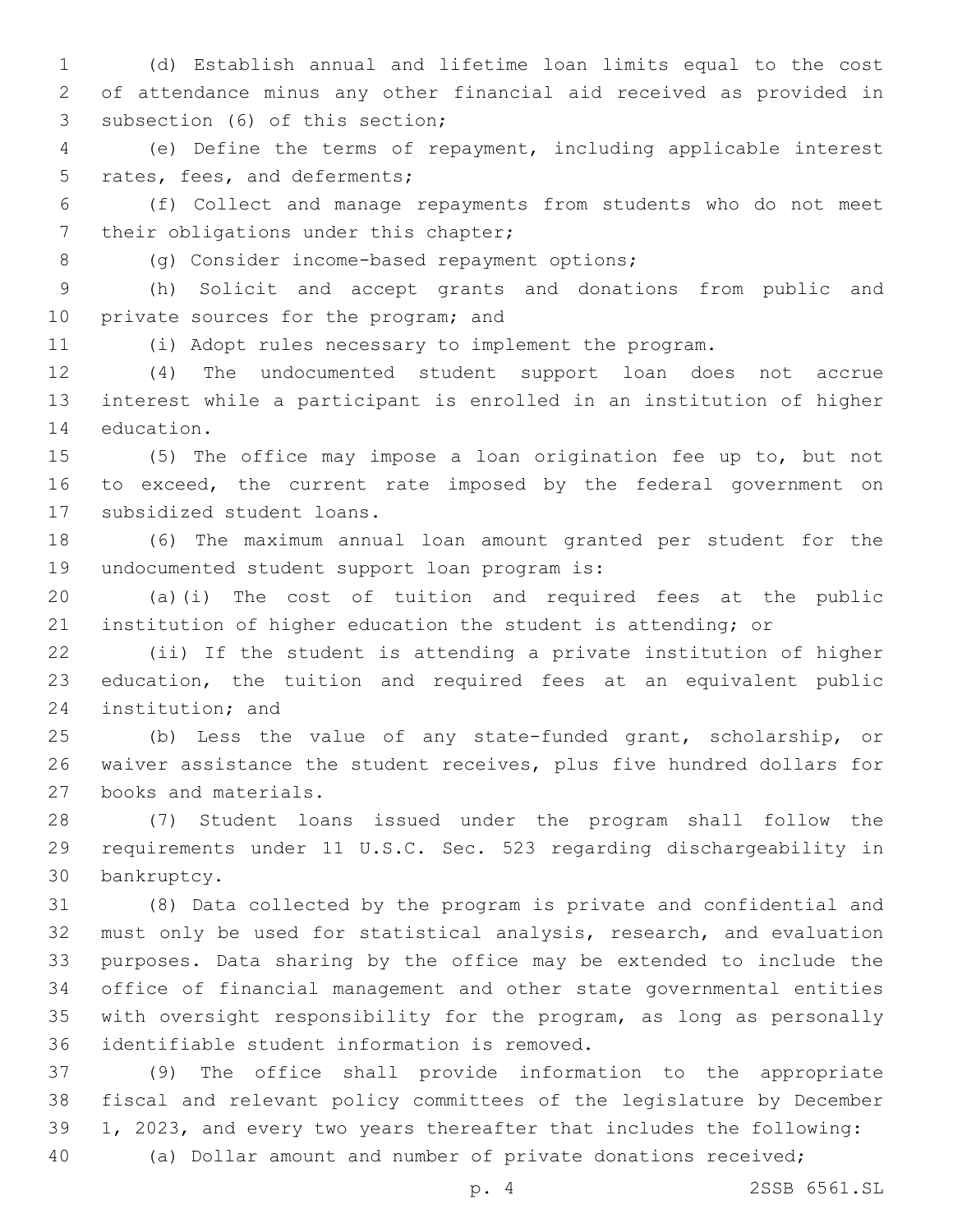(d) Establish annual and lifetime loan limits equal to the cost of attendance minus any other financial aid received as provided in subsection (6) of this section;

(e) Define the terms of repayment, including applicable interest rates, fees, and deferments;

(f) Collect and manage repayments from students who do not meet their obligations under this chapter;

(g) Consider income-based repayment options;

(h) Solicit and accept grants and donations from public and private sources for the program; and

(i) Adopt rules necessary to implement the program.

(4) The undocumented student support loan does not accrue interest while a participant is enrolled in an institution of higher education.

(5) The office may impose a loan origination fee up to, but not to exceed, the current rate imposed by the federal government on subsidized student loans.

(6) The maximum annual loan amount granted per student for the undocumented student support loan program is:

(a)(i) The cost of tuition and required fees at the public institution of higher education the student is attending; or

(ii) If the student is attending a private institution of higher education, the tuition and required fees at an equivalent public institution; and

(b) Less the value of any state-funded grant, scholarship, or waiver assistance the student receives, plus five hundred dollars for books and materials.

(7) Student loans issued under the program shall follow the requirements under 11 U.S.C. Sec. 523 regarding dischargeability in bankruptcy.

(8) Data collected by the program is private and confidential and must only be used for statistical analysis, research, and evaluation purposes. Data sharing by the office may be extended to include the office of financial management and other state governmental entities with oversight responsibility for the program, as long as personally identifiable student information is removed.

(9) The office shall provide information to the appropriate fiscal and relevant policy committees of the legislature by December 1, 2023, and every two years thereafter that includes the following:

(a) Dollar amount and number of private donations received;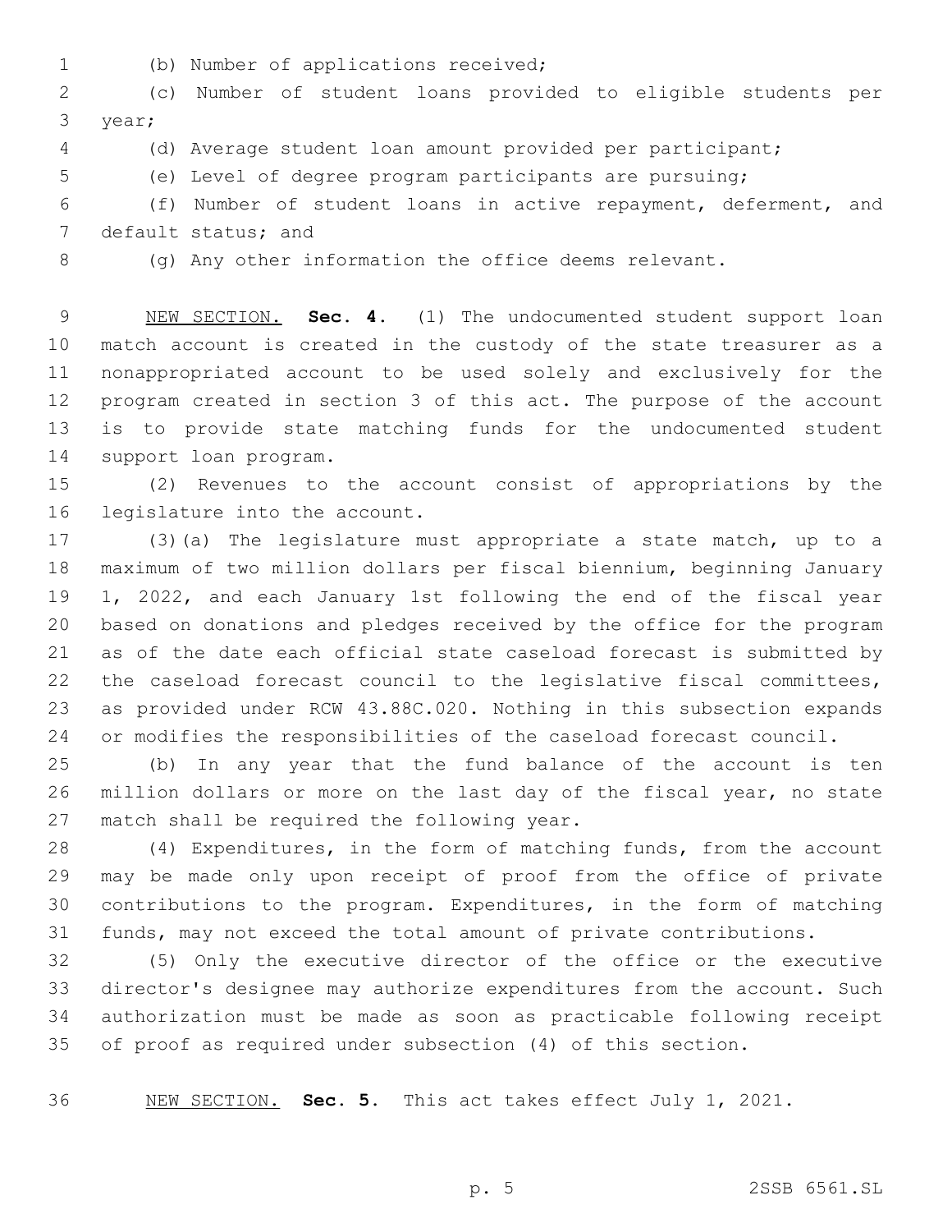(b) Number of applications received;

(c) Number of student loans provided to eligible students per year;

(d) Average student loan amount provided per participant;

(e) Level of degree program participants are pursuing;

(f) Number of student loans in active repayment, deferment, and default status; and

(g) Any other information the office deems relevant.

NEW SECTION. **Sec. 4.** (1) The undocumented student support loan match account is created in the custody of the state treasurer as a nonappropriated account to be used solely and exclusively for the program created in section 3 of this act. The purpose of the account is to provide state matching funds for the undocumented student support loan program.

(2) Revenues to the account consist of appropriations by the legislature into the account.

(3)(a) The legislature must appropriate a state match, up to a maximum of two million dollars per fiscal biennium, beginning January 1, 2022, and each January 1st following the end of the fiscal year based on donations and pledges received by the office for the program as of the date each official state caseload forecast is submitted by the caseload forecast council to the legislative fiscal committees, as provided under RCW 43.88C.020. Nothing in this subsection expands or modifies the responsibilities of the caseload forecast council.

(b) In any year that the fund balance of the account is ten million dollars or more on the last day of the fiscal year, no state match shall be required the following year.

(4) Expenditures, in the form of matching funds, from the account may be made only upon receipt of proof from the office of private contributions to the program. Expenditures, in the form of matching funds, may not exceed the total amount of private contributions.

(5) Only the executive director of the office or the executive director's designee may authorize expenditures from the account. Such authorization must be made as soon as practicable following receipt of proof as required under subsection (4) of this section.

NEW SECTION. **Sec. 5.** This act takes effect July 1, 2021.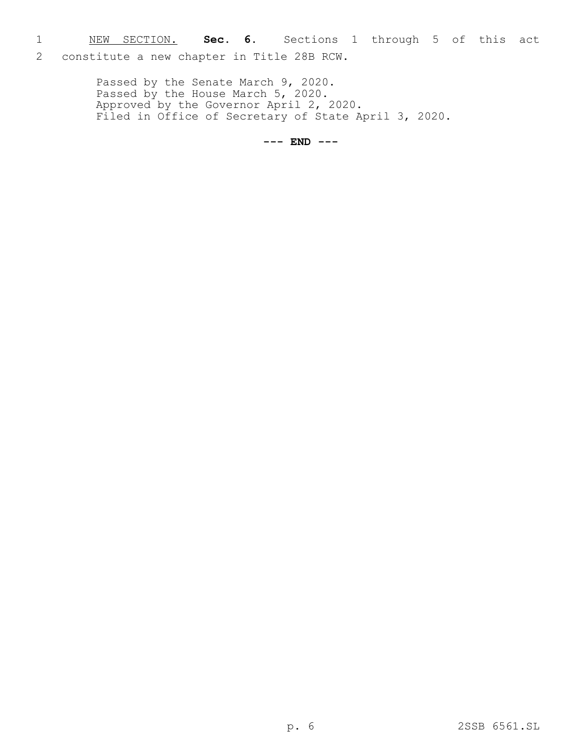NEW SECTION. **Sec. 6.** Sections 1 through 5 of this act constitute a new chapter in Title 28B RCW.

Passed by the Senate March 9, 2020.
Passed by the House March 5, 2020.
Approved by the Governor April 2, 2020.
Filed in Office of Secretary of State April 3, 2020.

**--- END ---**